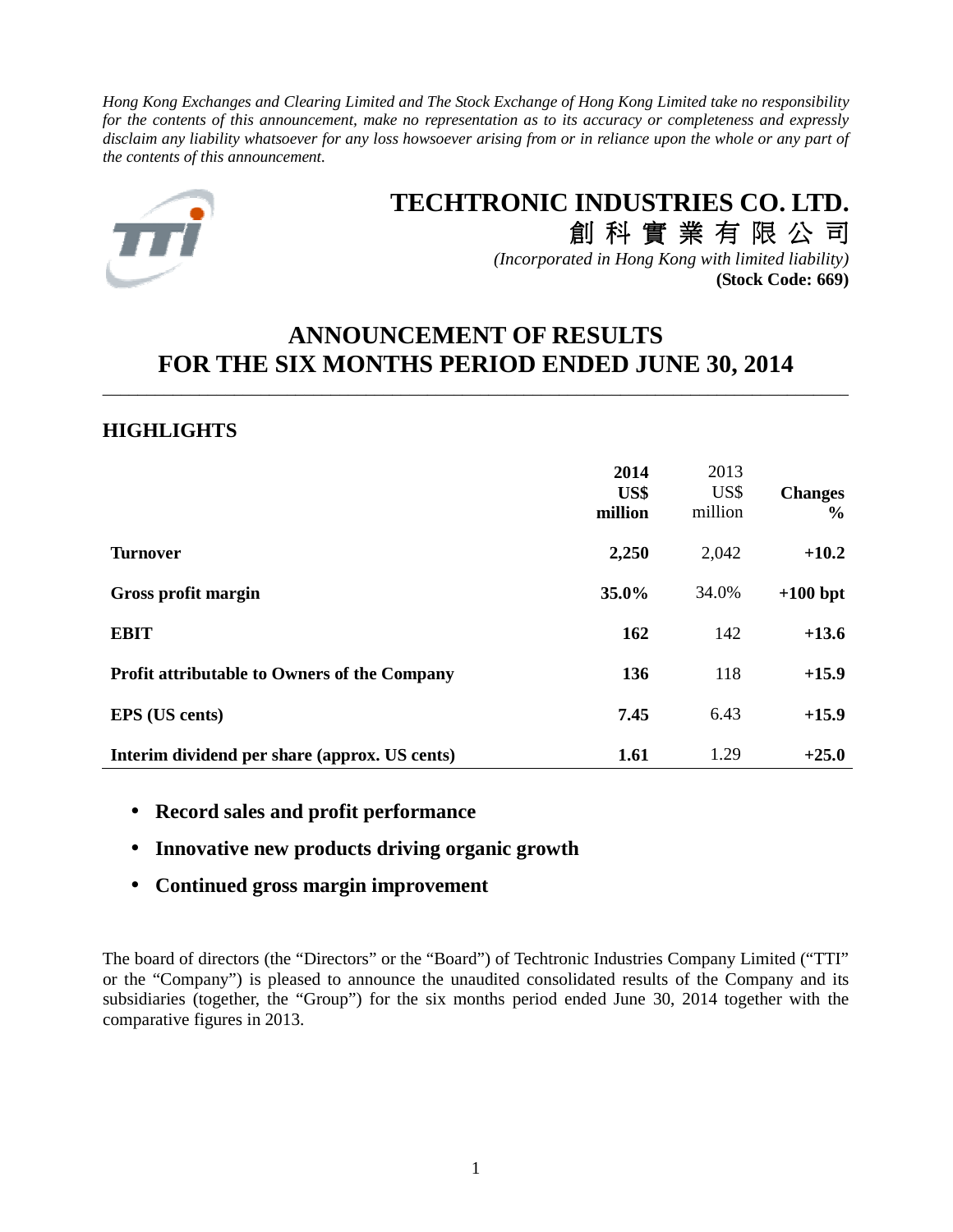*Hong Kong Exchanges and Clearing Limited and The Stock Exchange of Hong Kong Limited take no responsibility for the contents of this announcement, make no representation as to its accuracy or completeness and expressly disclaim any liability whatsoever for any loss howsoever arising from or in reliance upon the whole or any part of the contents of this announcement.*

# TECHTRONIC INDUSTRIES CO. LTD.
# 創 科 實 業 有 限 公 司

*(Incorporated in Hong Kong with limited liability)*
**(Stock Code: 669)**

# ANNOUNCEMENT OF RESULTS FOR THE SIX MONTHS PERIOD ENDED JUNE 30, 2014

## HIGHLIGHTS

| | **2014 US$ million** | 2013 US$ million | **Changes %** |
|---|---|---|---|
| **Turnover** | **2,250** | 2,042 | **+10.2** |
| **Gross profit margin** | **35.0%** | 34.0% | **+100 bpt** |
| **EBIT** | **162** | 142 | **+13.6** |
| **Profit attributable to Owners of the Company** | **136** | 118 | **+15.9** |
| **EPS (US cents)** | **7.45** | 6.43 | **+15.9** |
| **Interim dividend per share (approx. US cents)** | **1.61** | 1.29 | **+25.0** |

- **Record sales and profit performance**
- **Innovative new products driving organic growth**
- **Continued gross margin improvement**

The board of directors (the "Directors" or the "Board") of Techtronic Industries Company Limited ("TTI" or the "Company") is pleased to announce the unaudited consolidated results of the Company and its subsidiaries (together, the "Group") for the six months period ended June 30, 2014 together with the comparative figures in 2013.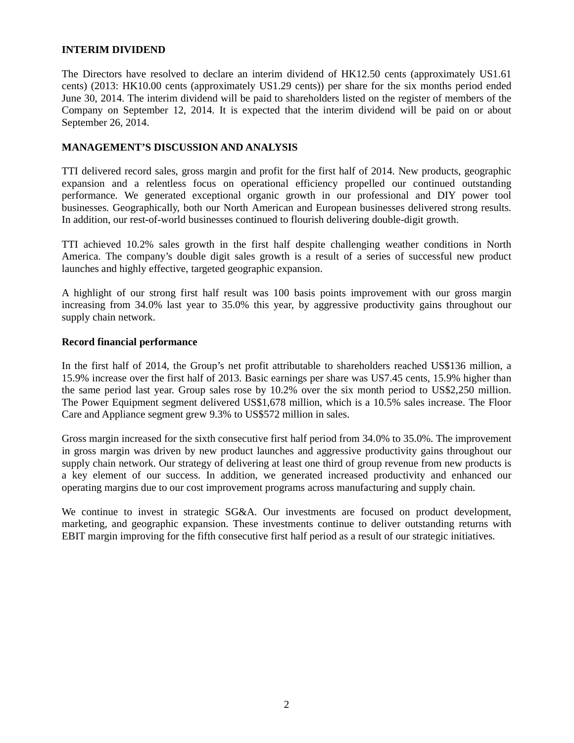## INTERIM DIVIDEND

The Directors have resolved to declare an interim dividend of HK12.50 cents (approximately US1.61 cents) (2013: HK10.00 cents (approximately US1.29 cents)) per share for the six months period ended June 30, 2014. The interim dividend will be paid to shareholders listed on the register of members of the Company on September 12, 2014. It is expected that the interim dividend will be paid on or about September 26, 2014.

## MANAGEMENT'S DISCUSSION AND ANALYSIS

TTI delivered record sales, gross margin and profit for the first half of 2014. New products, geographic expansion and a relentless focus on operational efficiency propelled our continued outstanding performance. We generated exceptional organic growth in our professional and DIY power tool businesses. Geographically, both our North American and European businesses delivered strong results. In addition, our rest-of-world businesses continued to flourish delivering double-digit growth.

TTI achieved 10.2% sales growth in the first half despite challenging weather conditions in North America. The company's double digit sales growth is a result of a series of successful new product launches and highly effective, targeted geographic expansion.

A highlight of our strong first half result was 100 basis points improvement with our gross margin increasing from 34.0% last year to 35.0% this year, by aggressive productivity gains throughout our supply chain network.

### Record financial performance

In the first half of 2014, the Group's net profit attributable to shareholders reached US$136 million, a 15.9% increase over the first half of 2013. Basic earnings per share was US7.45 cents, 15.9% higher than the same period last year. Group sales rose by 10.2% over the six month period to US$2,250 million. The Power Equipment segment delivered US$1,678 million, which is a 10.5% sales increase. The Floor Care and Appliance segment grew 9.3% to US$572 million in sales.

Gross margin increased for the sixth consecutive first half period from 34.0% to 35.0%. The improvement in gross margin was driven by new product launches and aggressive productivity gains throughout our supply chain network. Our strategy of delivering at least one third of group revenue from new products is a key element of our success. In addition, we generated increased productivity and enhanced our operating margins due to our cost improvement programs across manufacturing and supply chain.

We continue to invest in strategic SG&A. Our investments are focused on product development, marketing, and geographic expansion. These investments continue to deliver outstanding returns with EBIT margin improving for the fifth consecutive first half period as a result of our strategic initiatives.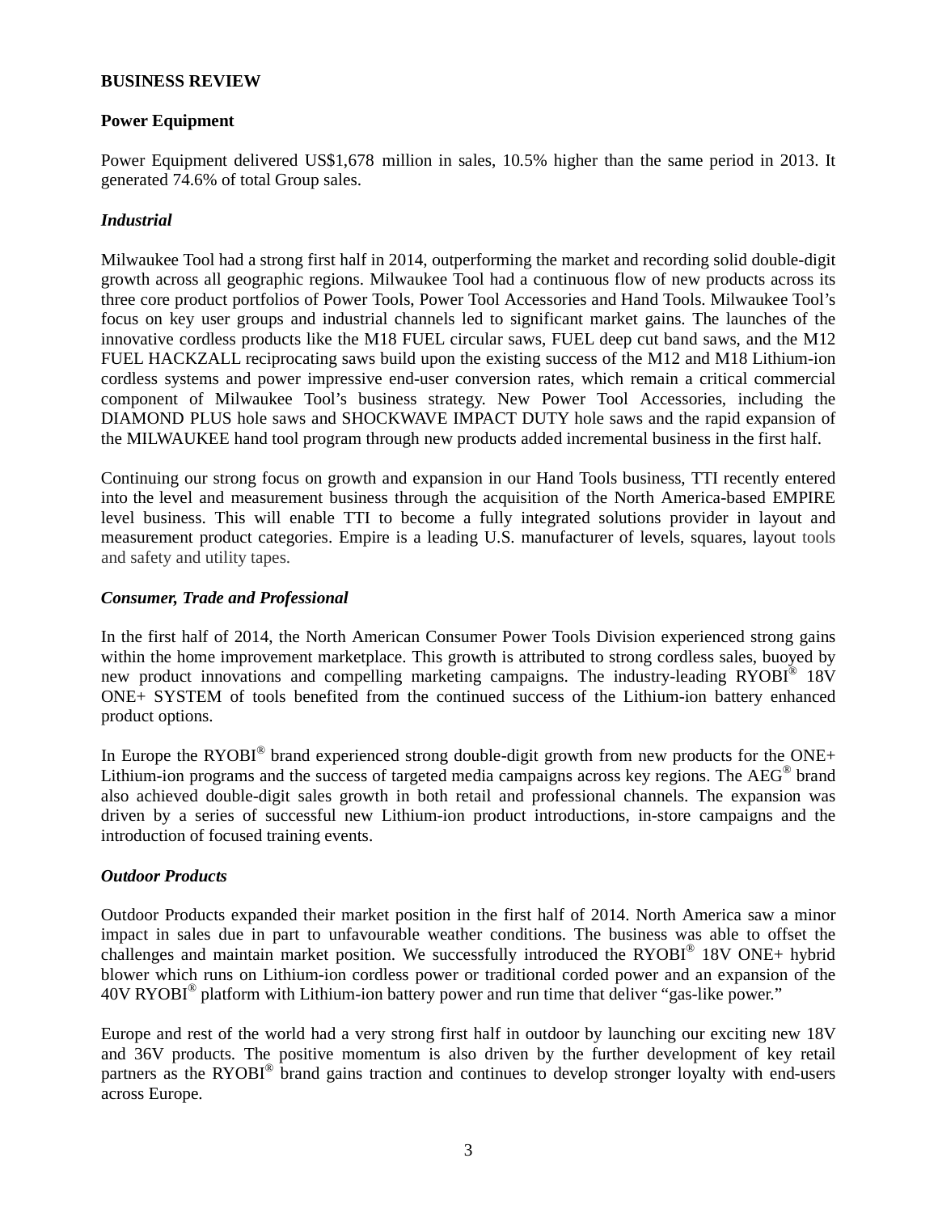**BUSINESS REVIEW**

**Power Equipment**

Power Equipment delivered US$1,678 million in sales, 10.5% higher than the same period in 2013. It generated 74.6% of total Group sales.

***Industrial***

Milwaukee Tool had a strong first half in 2014, outperforming the market and recording solid double-digit growth across all geographic regions. Milwaukee Tool had a continuous flow of new products across its three core product portfolios of Power Tools, Power Tool Accessories and Hand Tools. Milwaukee Tool's focus on key user groups and industrial channels led to significant market gains. The launches of the innovative cordless products like the M18 FUEL circular saws, FUEL deep cut band saws, and the M12 FUEL HACKZALL reciprocating saws build upon the existing success of the M12 and M18 Lithium-ion cordless systems and power impressive end-user conversion rates, which remain a critical commercial component of Milwaukee Tool's business strategy. New Power Tool Accessories, including the DIAMOND PLUS hole saws and SHOCKWAVE IMPACT DUTY hole saws and the rapid expansion of the MILWAUKEE hand tool program through new products added incremental business in the first half.

Continuing our strong focus on growth and expansion in our Hand Tools business, TTI recently entered into the level and measurement business through the acquisition of the North America-based EMPIRE level business. This will enable TTI to become a fully integrated solutions provider in layout and measurement product categories. Empire is a leading U.S. manufacturer of levels, squares, layout tools and safety and utility tapes.

***Consumer, Trade and Professional***

In the first half of 2014, the North American Consumer Power Tools Division experienced strong gains within the home improvement marketplace. This growth is attributed to strong cordless sales, buoyed by new product innovations and compelling marketing campaigns. The industry-leading RYOBI® 18V ONE+ SYSTEM of tools benefited from the continued success of the Lithium-ion battery enhanced product options.

In Europe the RYOBI® brand experienced strong double-digit growth from new products for the ONE+ Lithium-ion programs and the success of targeted media campaigns across key regions. The AEG® brand also achieved double-digit sales growth in both retail and professional channels. The expansion was driven by a series of successful new Lithium-ion product introductions, in-store campaigns and the introduction of focused training events.

***Outdoor Products***

Outdoor Products expanded their market position in the first half of 2014. North America saw a minor impact in sales due in part to unfavourable weather conditions. The business was able to offset the challenges and maintain market position. We successfully introduced the RYOBI® 18V ONE+ hybrid blower which runs on Lithium-ion cordless power or traditional corded power and an expansion of the 40V RYOBI® platform with Lithium-ion battery power and run time that deliver "gas-like power."

Europe and rest of the world had a very strong first half in outdoor by launching our exciting new 18V and 36V products. The positive momentum is also driven by the further development of key retail partners as the RYOBI® brand gains traction and continues to develop stronger loyalty with end-users across Europe.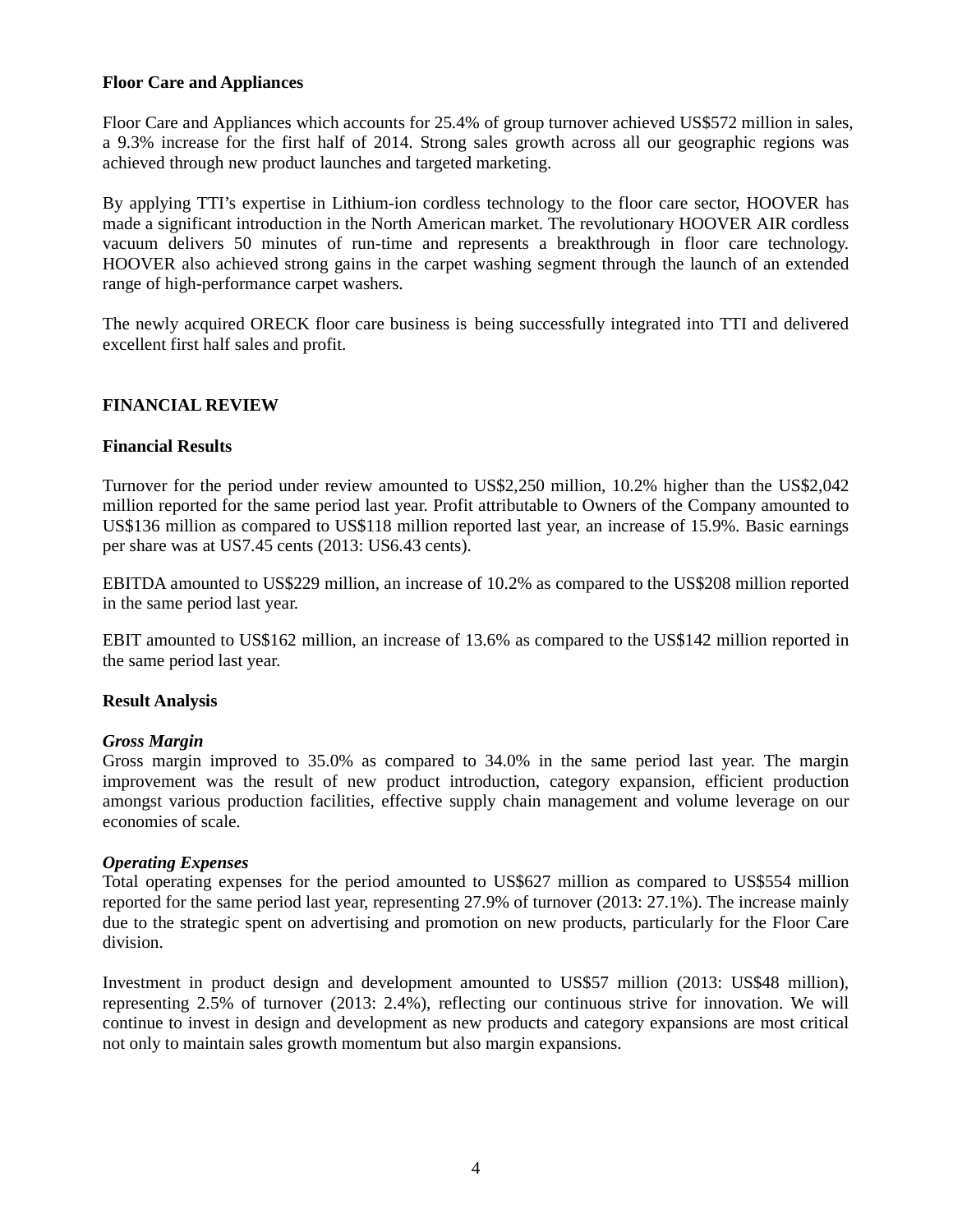**Floor Care and Appliances**

Floor Care and Appliances which accounts for 25.4% of group turnover achieved US$572 million in sales, a 9.3% increase for the first half of 2014. Strong sales growth across all our geographic regions was achieved through new product launches and targeted marketing.

By applying TTI's expertise in Lithium-ion cordless technology to the floor care sector, HOOVER has made a significant introduction in the North American market. The revolutionary HOOVER AIR cordless vacuum delivers 50 minutes of run-time and represents a breakthrough in floor care technology. HOOVER also achieved strong gains in the carpet washing segment through the launch of an extended range of high-performance carpet washers.

The newly acquired ORECK floor care business is being successfully integrated into TTI and delivered excellent first half sales and profit.

## FINANCIAL REVIEW

### Financial Results

Turnover for the period under review amounted to US$2,250 million, 10.2% higher than the US$2,042 million reported for the same period last year. Profit attributable to Owners of the Company amounted to US$136 million as compared to US$118 million reported last year, an increase of 15.9%. Basic earnings per share was at US7.45 cents (2013: US6.43 cents).

EBITDA amounted to US$229 million, an increase of 10.2% as compared to the US$208 million reported in the same period last year.

EBIT amounted to US$162 million, an increase of 13.6% as compared to the US$142 million reported in the same period last year.

### Result Analysis

***Gross Margin***
Gross margin improved to 35.0% as compared to 34.0% in the same period last year. The margin improvement was the result of new product introduction, category expansion, efficient production amongst various production facilities, effective supply chain management and volume leverage on our economies of scale.

***Operating Expenses***
Total operating expenses for the period amounted to US$627 million as compared to US$554 million reported for the same period last year, representing 27.9% of turnover (2013: 27.1%). The increase mainly due to the strategic spent on advertising and promotion on new products, particularly for the Floor Care division.

Investment in product design and development amounted to US$57 million (2013: US$48 million), representing 2.5% of turnover (2013: 2.4%), reflecting our continuous strive for innovation. We will continue to invest in design and development as new products and category expansions are most critical not only to maintain sales growth momentum but also margin expansions.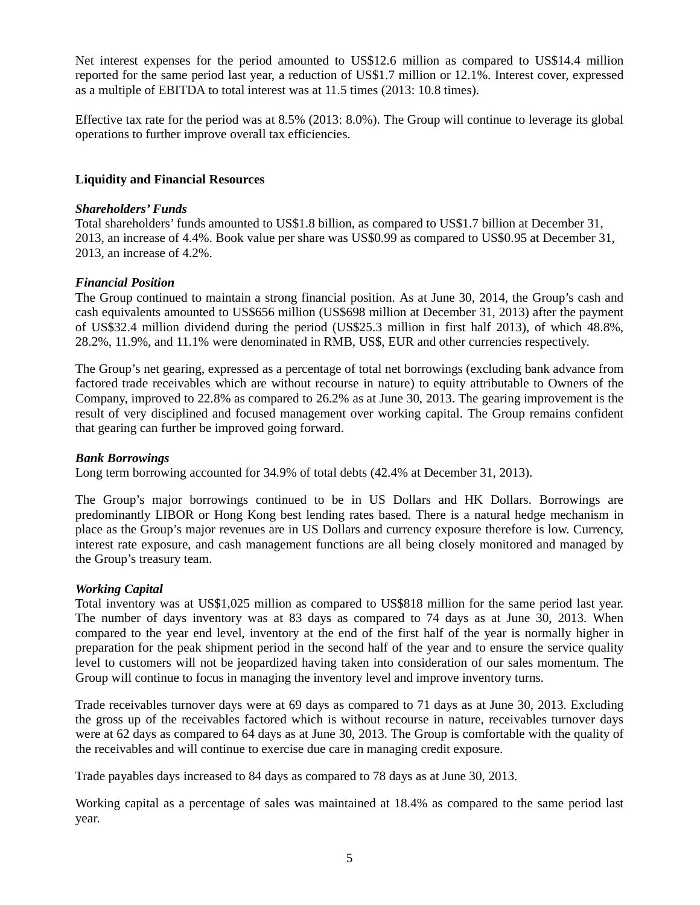Net interest expenses for the period amounted to US$12.6 million as compared to US$14.4 million reported for the same period last year, a reduction of US$1.7 million or 12.1%. Interest cover, expressed as a multiple of EBITDA to total interest was at 11.5 times (2013: 10.8 times).

Effective tax rate for the period was at 8.5% (2013: 8.0%). The Group will continue to leverage its global operations to further improve overall tax efficiencies.

## Liquidity and Financial Resources

### *Shareholders' Funds*

Total shareholders' funds amounted to US$1.8 billion, as compared to US$1.7 billion at December 31, 2013, an increase of 4.4%. Book value per share was US$0.99 as compared to US$0.95 at December 31, 2013, an increase of 4.2%.

### *Financial Position*

The Group continued to maintain a strong financial position. As at June 30, 2014, the Group's cash and cash equivalents amounted to US$656 million (US$698 million at December 31, 2013) after the payment of US$32.4 million dividend during the period (US$25.3 million in first half 2013), of which 48.8%, 28.2%, 11.9%, and 11.1% were denominated in RMB, US$, EUR and other currencies respectively.

The Group's net gearing, expressed as a percentage of total net borrowings (excluding bank advance from factored trade receivables which are without recourse in nature) to equity attributable to Owners of the Company, improved to 22.8% as compared to 26.2% as at June 30, 2013. The gearing improvement is the result of very disciplined and focused management over working capital. The Group remains confident that gearing can further be improved going forward.

### *Bank Borrowings*

Long term borrowing accounted for 34.9% of total debts (42.4% at December 31, 2013).

The Group's major borrowings continued to be in US Dollars and HK Dollars. Borrowings are predominantly LIBOR or Hong Kong best lending rates based. There is a natural hedge mechanism in place as the Group's major revenues are in US Dollars and currency exposure therefore is low. Currency, interest rate exposure, and cash management functions are all being closely monitored and managed by the Group's treasury team.

### *Working Capital*

Total inventory was at US$1,025 million as compared to US$818 million for the same period last year. The number of days inventory was at 83 days as compared to 74 days as at June 30, 2013. When compared to the year end level, inventory at the end of the first half of the year is normally higher in preparation for the peak shipment period in the second half of the year and to ensure the service quality level to customers will not be jeopardized having taken into consideration of our sales momentum. The Group will continue to focus in managing the inventory level and improve inventory turns.

Trade receivables turnover days were at 69 days as compared to 71 days as at June 30, 2013. Excluding the gross up of the receivables factored which is without recourse in nature, receivables turnover days were at 62 days as compared to 64 days as at June 30, 2013. The Group is comfortable with the quality of the receivables and will continue to exercise due care in managing credit exposure.

Trade payables days increased to 84 days as compared to 78 days as at June 30, 2013.

Working capital as a percentage of sales was maintained at 18.4% as compared to the same period last year.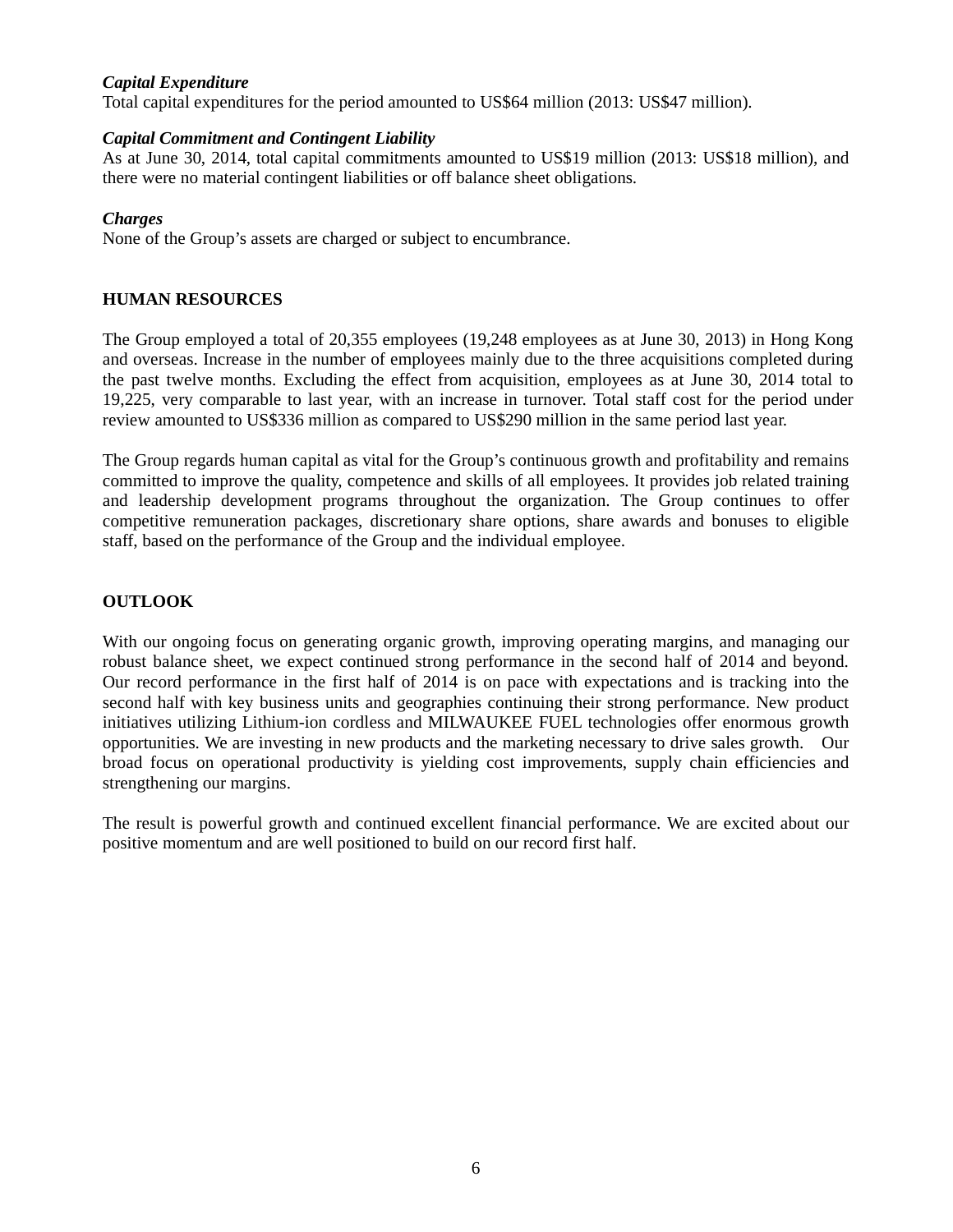***Capital Expenditure***
Total capital expenditures for the period amounted to US$64 million (2013: US$47 million).

***Capital Commitment and Contingent Liability***
As at June 30, 2014, total capital commitments amounted to US$19 million (2013: US$18 million), and there were no material contingent liabilities or off balance sheet obligations.

***Charges***
None of the Group's assets are charged or subject to encumbrance.

## HUMAN RESOURCES

The Group employed a total of 20,355 employees (19,248 employees as at June 30, 2013) in Hong Kong and overseas. Increase in the number of employees mainly due to the three acquisitions completed during the past twelve months. Excluding the effect from acquisition, employees as at June 30, 2014 total to 19,225, very comparable to last year, with an increase in turnover. Total staff cost for the period under review amounted to US$336 million as compared to US$290 million in the same period last year.

The Group regards human capital as vital for the Group's continuous growth and profitability and remains committed to improve the quality, competence and skills of all employees. It provides job related training and leadership development programs throughout the organization. The Group continues to offer competitive remuneration packages, discretionary share options, share awards and bonuses to eligible staff, based on the performance of the Group and the individual employee.

## OUTLOOK

With our ongoing focus on generating organic growth, improving operating margins, and managing our robust balance sheet, we expect continued strong performance in the second half of 2014 and beyond. Our record performance in the first half of 2014 is on pace with expectations and is tracking into the second half with key business units and geographies continuing their strong performance. New product initiatives utilizing Lithium-ion cordless and MILWAUKEE FUEL technologies offer enormous growth opportunities. We are investing in new products and the marketing necessary to drive sales growth. Our broad focus on operational productivity is yielding cost improvements, supply chain efficiencies and strengthening our margins.

The result is powerful growth and continued excellent financial performance. We are excited about our positive momentum and are well positioned to build on our record first half.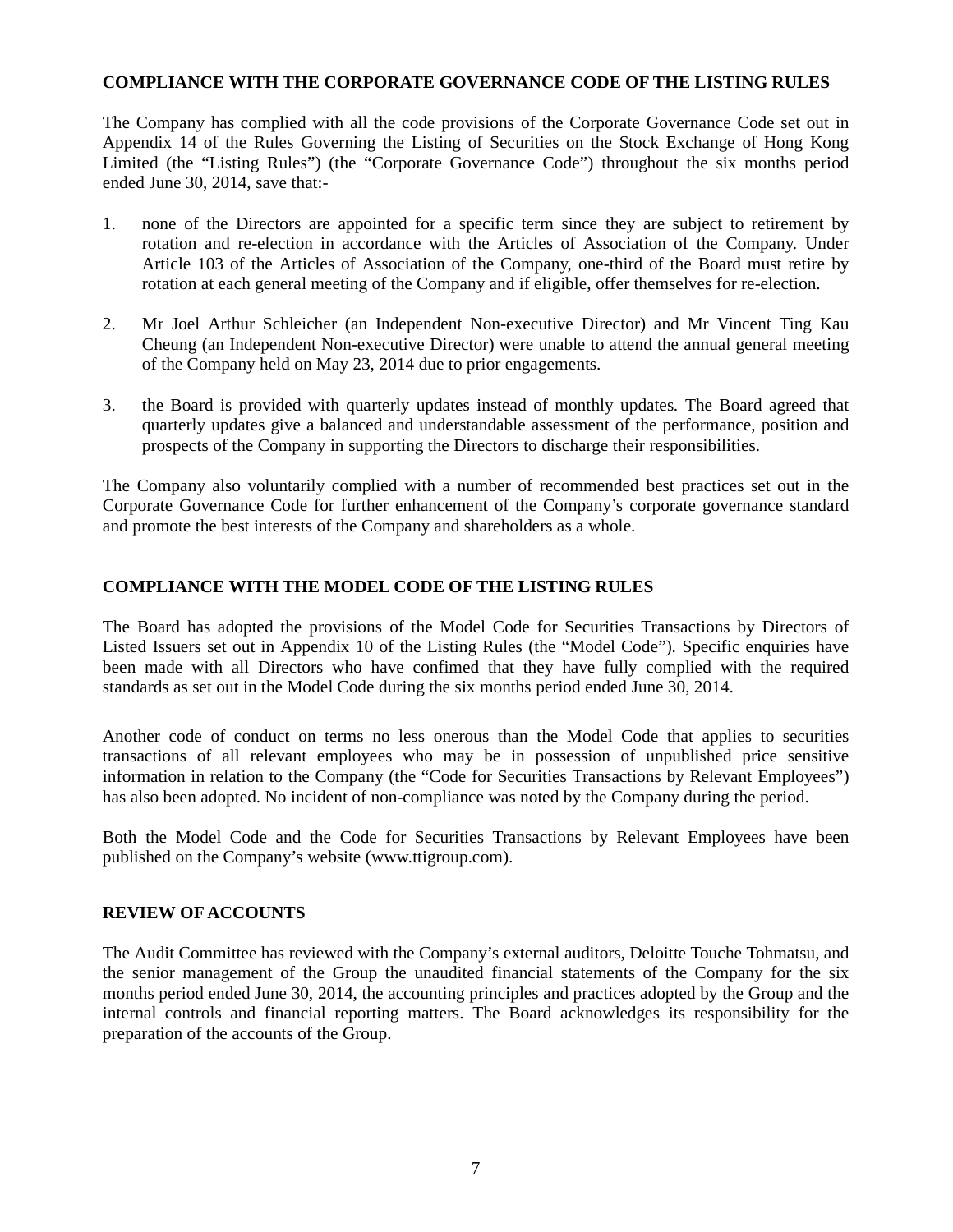## COMPLIANCE WITH THE CORPORATE GOVERNANCE CODE OF THE LISTING RULES

The Company has complied with all the code provisions of the Corporate Governance Code set out in Appendix 14 of the Rules Governing the Listing of Securities on the Stock Exchange of Hong Kong Limited (the "Listing Rules") (the "Corporate Governance Code") throughout the six months period ended June 30, 2014, save that:-

1. none of the Directors are appointed for a specific term since they are subject to retirement by rotation and re-election in accordance with the Articles of Association of the Company. Under Article 103 of the Articles of Association of the Company, one-third of the Board must retire by rotation at each general meeting of the Company and if eligible, offer themselves for re-election.

2. Mr Joel Arthur Schleicher (an Independent Non-executive Director) and Mr Vincent Ting Kau Cheung (an Independent Non-executive Director) were unable to attend the annual general meeting of the Company held on May 23, 2014 due to prior engagements.

3. the Board is provided with quarterly updates instead of monthly updates. The Board agreed that quarterly updates give a balanced and understandable assessment of the performance, position and prospects of the Company in supporting the Directors to discharge their responsibilities.

The Company also voluntarily complied with a number of recommended best practices set out in the Corporate Governance Code for further enhancement of the Company's corporate governance standard and promote the best interests of the Company and shareholders as a whole.

## COMPLIANCE WITH THE MODEL CODE OF THE LISTING RULES

The Board has adopted the provisions of the Model Code for Securities Transactions by Directors of Listed Issuers set out in Appendix 10 of the Listing Rules (the "Model Code"). Specific enquiries have been made with all Directors who have confimed that they have fully complied with the required standards as set out in the Model Code during the six months period ended June 30, 2014.

Another code of conduct on terms no less onerous than the Model Code that applies to securities transactions of all relevant employees who may be in possession of unpublished price sensitive information in relation to the Company (the "Code for Securities Transactions by Relevant Employees") has also been adopted. No incident of non-compliance was noted by the Company during the period.

Both the Model Code and the Code for Securities Transactions by Relevant Employees have been published on the Company's website (www.ttigroup.com).

## REVIEW OF ACCOUNTS

The Audit Committee has reviewed with the Company's external auditors, Deloitte Touche Tohmatsu, and the senior management of the Group the unaudited financial statements of the Company for the six months period ended June 30, 2014, the accounting principles and practices adopted by the Group and the internal controls and financial reporting matters. The Board acknowledges its responsibility for the preparation of the accounts of the Group.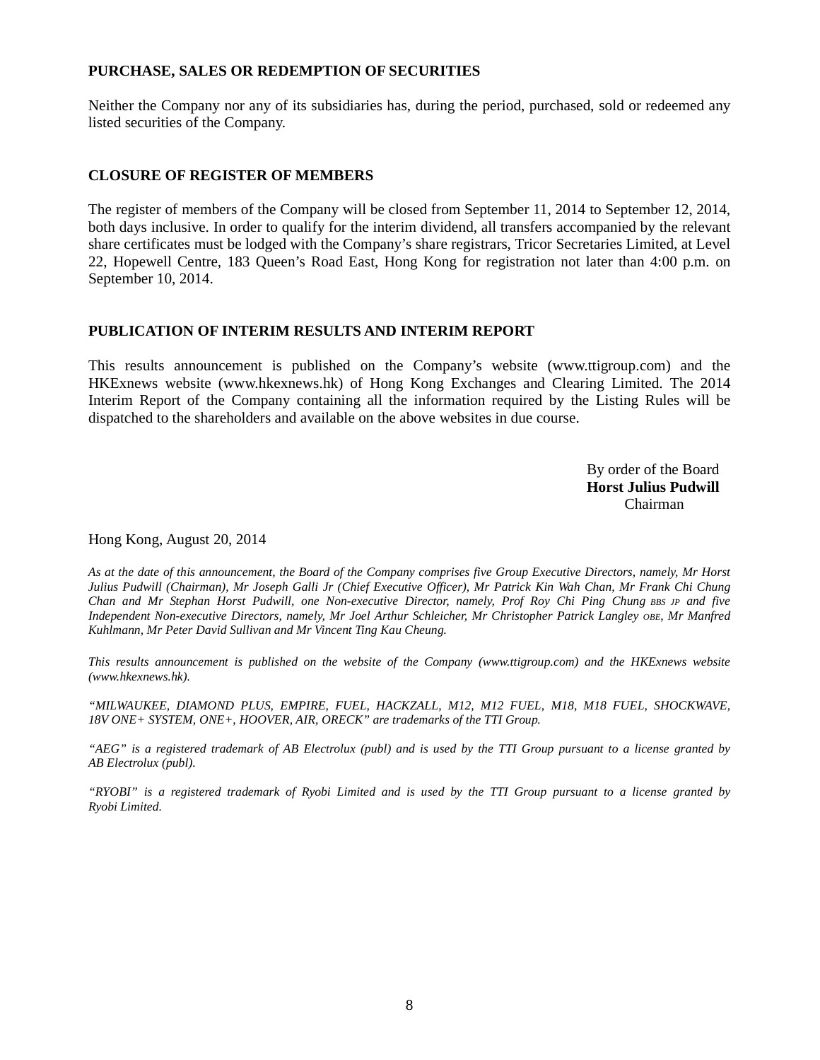**PURCHASE, SALES OR REDEMPTION OF SECURITIES**

Neither the Company nor any of its subsidiaries has, during the period, purchased, sold or redeemed any listed securities of the Company.

**CLOSURE OF REGISTER OF MEMBERS**

The register of members of the Company will be closed from September 11, 2014 to September 12, 2014, both days inclusive. In order to qualify for the interim dividend, all transfers accompanied by the relevant share certificates must be lodged with the Company's share registrars, Tricor Secretaries Limited, at Level 22, Hopewell Centre, 183 Queen's Road East, Hong Kong for registration not later than 4:00 p.m. on September 10, 2014.

**PUBLICATION OF INTERIM RESULTS AND INTERIM REPORT**

This results announcement is published on the Company's website (www.ttigroup.com) and the HKExnews website (www.hkexnews.hk) of Hong Kong Exchanges and Clearing Limited. The 2014 Interim Report of the Company containing all the information required by the Listing Rules will be dispatched to the shareholders and available on the above websites in due course.

By order of the Board
**Horst Julius Pudwill**
Chairman

Hong Kong, August 20, 2014

*As at the date of this announcement, the Board of the Company comprises five Group Executive Directors, namely, Mr Horst Julius Pudwill (Chairman), Mr Joseph Galli Jr (Chief Executive Officer), Mr Patrick Kin Wah Chan, Mr Frank Chi Chung Chan and Mr Stephan Horst Pudwill, one Non-executive Director, namely, Prof Roy Chi Ping Chung BBS JP and five Independent Non-executive Directors, namely, Mr Joel Arthur Schleicher, Mr Christopher Patrick Langley OBE, Mr Manfred Kuhlmann, Mr Peter David Sullivan and Mr Vincent Ting Kau Cheung.*

*This results announcement is published on the website of the Company (www.ttigroup.com) and the HKExnews website (www.hkexnews.hk).*

*"MILWAUKEE, DIAMOND PLUS, EMPIRE, FUEL, HACKZALL, M12, M12 FUEL, M18, M18 FUEL, SHOCKWAVE, 18V ONE+ SYSTEM, ONE+, HOOVER, AIR, ORECK" are trademarks of the TTI Group.*

*"AEG" is a registered trademark of AB Electrolux (publ) and is used by the TTI Group pursuant to a license granted by AB Electrolux (publ).*

*"RYOBI" is a registered trademark of Ryobi Limited and is used by the TTI Group pursuant to a license granted by Ryobi Limited.*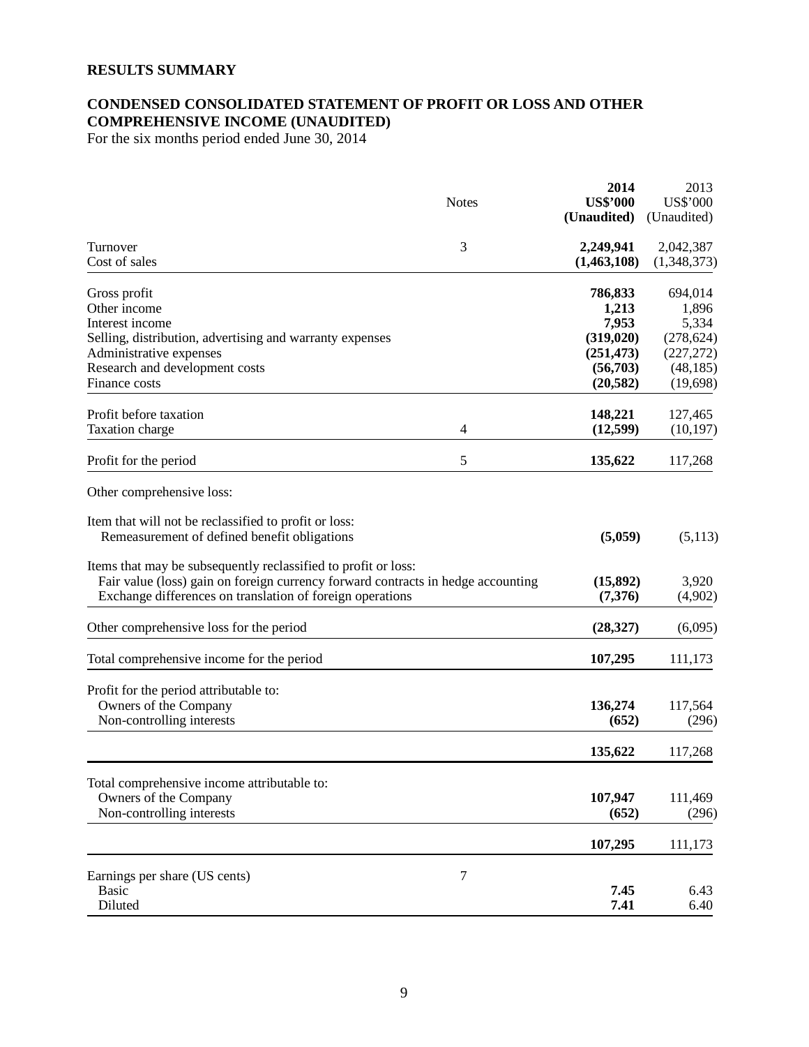## RESULTS SUMMARY

## CONDENSED CONSOLIDATED STATEMENT OF PROFIT OR LOSS AND OTHER COMPREHENSIVE INCOME (UNAUDITED)

For the six months period ended June 30, 2014

| | Notes | **2014 US$'000 (Unaudited)** | 2013 US$'000 (Unaudited) |
|---|---|---|---|
| Turnover | 3 | **2,249,941** | 2,042,387 |
| Cost of sales | | **(1,463,108)** | (1,348,373) |
| Gross profit | | **786,833** | 694,014 |
| Other income | | **1,213** | 1,896 |
| Interest income | | **7,953** | 5,334 |
| Selling, distribution, advertising and warranty expenses | | **(319,020)** | (278,624) |
| Administrative expenses | | **(251,473)** | (227,272) |
| Research and development costs | | **(56,703)** | (48,185) |
| Finance costs | | **(20,582)** | (19,698) |
| Profit before taxation | | **148,221** | 127,465 |
| Taxation charge | 4 | **(12,599)** | (10,197) |
| Profit for the period | 5 | **135,622** | 117,268 |
| Other comprehensive loss: | | | |
| Item that will not be reclassified to profit or loss: | | | |
| Remeasurement of defined benefit obligations | | **(5,059)** | (5,113) |
| Items that may be subsequently reclassified to profit or loss: | | | |
| Fair value (loss) gain on foreign currency forward contracts in hedge accounting | | **(15,892)** | 3,920 |
| Exchange differences on translation of foreign operations | | **(7,376)** | (4,902) |
| Other comprehensive loss for the period | | **(28,327)** | (6,095) |
| Total comprehensive income for the period | | **107,295** | 111,173 |
| Profit for the period attributable to: | | | |
| Owners of the Company | | **136,274** | 117,564 |
| Non-controlling interests | | **(652)** | (296) |
| | | **135,622** | 117,268 |
| Total comprehensive income attributable to: | | | |
| Owners of the Company | | **107,947** | 111,469 |
| Non-controlling interests | | **(652)** | (296) |
| | | **107,295** | 111,173 |
| Earnings per share (US cents) | 7 | | |
| Basic | | **7.45** | 6.43 |
| Diluted | | **7.41** | 6.40 |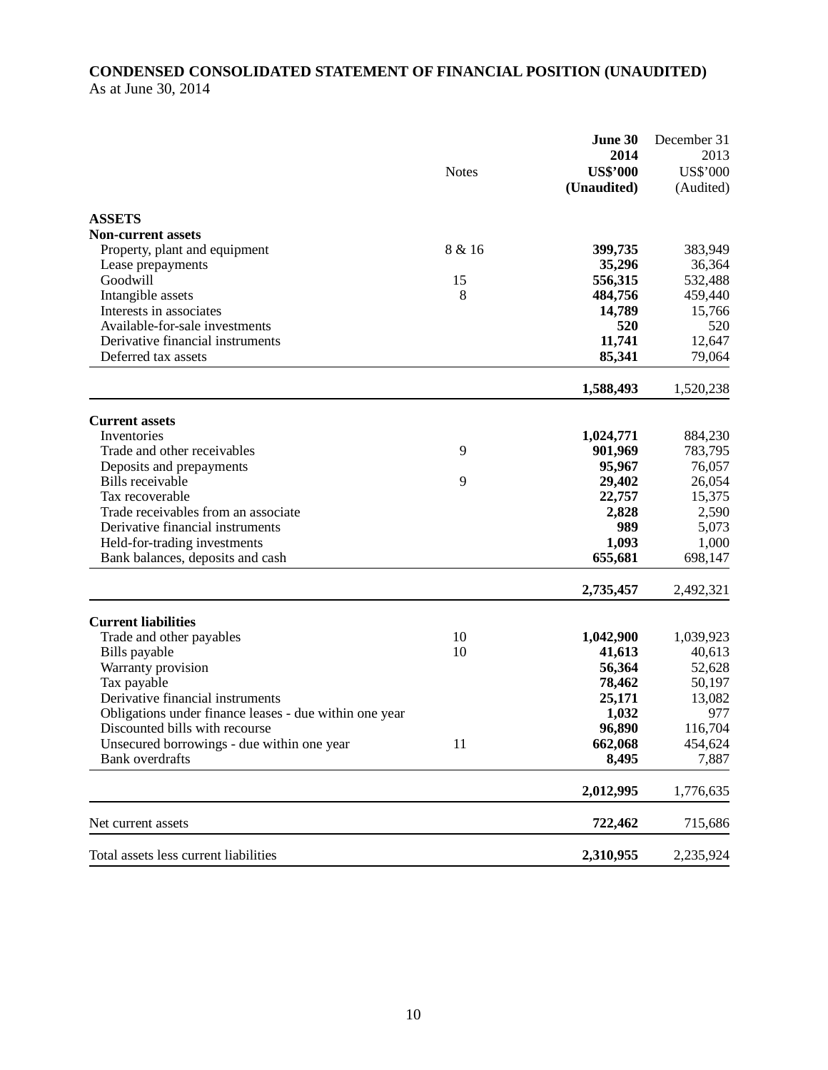**CONDENSED CONSOLIDATED STATEMENT OF FINANCIAL POSITION (UNAUDITED)**
As at June 30, 2014

| | Notes | **June 30 2014 US$'000 (Unaudited)** | December 31 2013 US$'000 (Audited) |
|---|---|---|---|
| **ASSETS** | | | |
| **Non-current assets** | | | |
| Property, plant and equipment | 8 & 16 | **399,735** | 383,949 |
| Lease prepayments | | **35,296** | 36,364 |
| Goodwill | 15 | **556,315** | 532,488 |
| Intangible assets | 8 | **484,756** | 459,440 |
| Interests in associates | | **14,789** | 15,766 |
| Available-for-sale investments | | **520** | 520 |
| Derivative financial instruments | | **11,741** | 12,647 |
| Deferred tax assets | | **85,341** | 79,064 |
| | | **1,588,493** | 1,520,238 |
| **Current assets** | | | |
| Inventories | | **1,024,771** | 884,230 |
| Trade and other receivables | 9 | **901,969** | 783,795 |
| Deposits and prepayments | | **95,967** | 76,057 |
| Bills receivable | 9 | **29,402** | 26,054 |
| Tax recoverable | | **22,757** | 15,375 |
| Trade receivables from an associate | | **2,828** | 2,590 |
| Derivative financial instruments | | **989** | 5,073 |
| Held-for-trading investments | | **1,093** | 1,000 |
| Bank balances, deposits and cash | | **655,681** | 698,147 |
| | | **2,735,457** | 2,492,321 |
| **Current liabilities** | | | |
| Trade and other payables | 10 | **1,042,900** | 1,039,923 |
| Bills payable | 10 | **41,613** | 40,613 |
| Warranty provision | | **56,364** | 52,628 |
| Tax payable | | **78,462** | 50,197 |
| Derivative financial instruments | | **25,171** | 13,082 |
| Obligations under finance leases - due within one year | | **1,032** | 977 |
| Discounted bills with recourse | | **96,890** | 116,704 |
| Unsecured borrowings - due within one year | 11 | **662,068** | 454,624 |
| Bank overdrafts | | **8,495** | 7,887 |
| | | **2,012,995** | 1,776,635 |
| Net current assets | | **722,462** | 715,686 |
| Total assets less current liabilities | | **2,310,955** | 2,235,924 |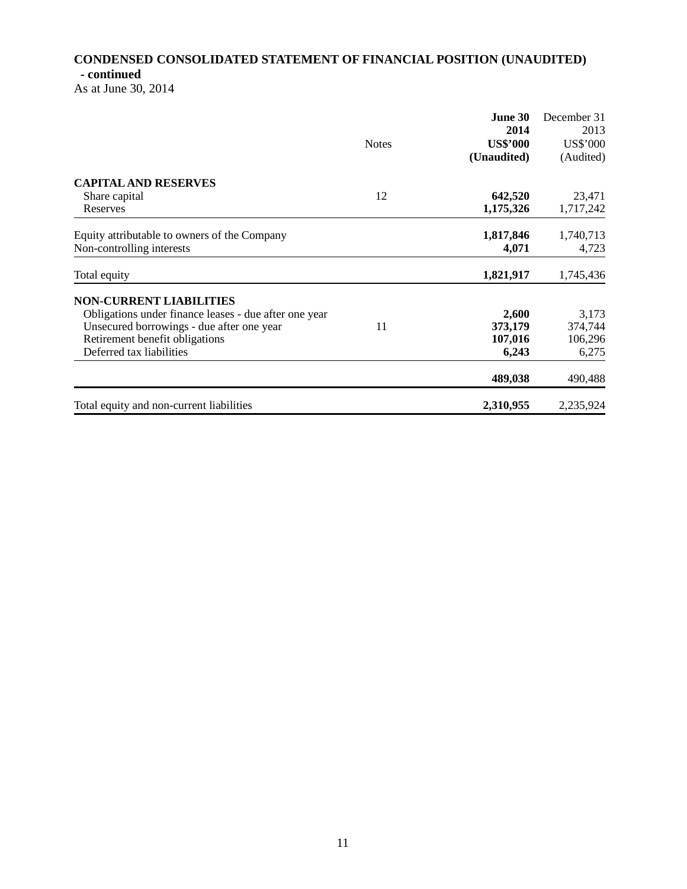# CONDENSED CONSOLIDATED STATEMENT OF FINANCIAL POSITION (UNAUDITED) - continued

As at June 30, 2014

| | Notes | **June 30 2014 US$'000 (Unaudited)** | December 31 2013 US$'000 (Audited) |
|---|---|---|---|
| **CAPITAL AND RESERVES** | | | |
| Share capital | 12 | **642,520** | 23,471 |
| Reserves | | **1,175,326** | 1,717,242 |
| Equity attributable to owners of the Company | | **1,817,846** | 1,740,713 |
| Non-controlling interests | | **4,071** | 4,723 |
| Total equity | | **1,821,917** | 1,745,436 |
| **NON-CURRENT LIABILITIES** | | | |
| Obligations under finance leases - due after one year | | **2,600** | 3,173 |
| Unsecured borrowings - due after one year | 11 | **373,179** | 374,744 |
| Retirement benefit obligations | | **107,016** | 106,296 |
| Deferred tax liabilities | | **6,243** | 6,275 |
| | | **489,038** | 490,488 |
| Total equity and non-current liabilities | | **2,310,955** | 2,235,924 |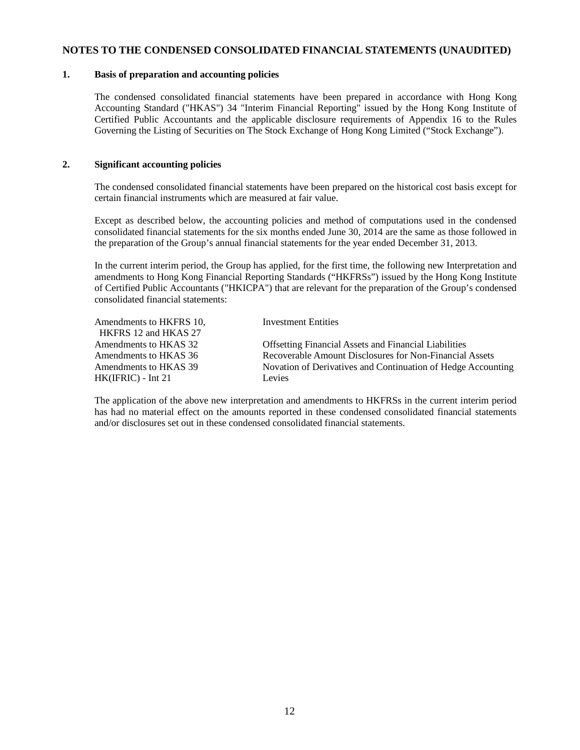# NOTES TO THE CONDENSED CONSOLIDATED FINANCIAL STATEMENTS (UNAUDITED)

## 1. Basis of preparation and accounting policies

The condensed consolidated financial statements have been prepared in accordance with Hong Kong Accounting Standard ("HKAS") 34 "Interim Financial Reporting" issued by the Hong Kong Institute of Certified Public Accountants and the applicable disclosure requirements of Appendix 16 to the Rules Governing the Listing of Securities on The Stock Exchange of Hong Kong Limited ("Stock Exchange").

## 2. Significant accounting policies

The condensed consolidated financial statements have been prepared on the historical cost basis except for certain financial instruments which are measured at fair value.

Except as described below, the accounting policies and method of computations used in the condensed consolidated financial statements for the six months ended June 30, 2014 are the same as those followed in the preparation of the Group's annual financial statements for the year ended December 31, 2013.

In the current interim period, the Group has applied, for the first time, the following new Interpretation and amendments to Hong Kong Financial Reporting Standards ("HKFRSs") issued by the Hong Kong Institute of Certified Public Accountants ("HKICPA") that are relevant for the preparation of the Group's condensed consolidated financial statements:

| | |
|---|---|
| Amendments to HKFRS 10, HKFRS 12 and HKAS 27 | Investment Entities |
| Amendments to HKAS 32 | Offsetting Financial Assets and Financial Liabilities |
| Amendments to HKAS 36 | Recoverable Amount Disclosures for Non-Financial Assets |
| Amendments to HKAS 39 | Novation of Derivatives and Continuation of Hedge Accounting |
| HK(IFRIC) - Int 21 | Levies |

The application of the above new interpretation and amendments to HKFRSs in the current interim period has had no material effect on the amounts reported in these condensed consolidated financial statements and/or disclosures set out in these condensed consolidated financial statements.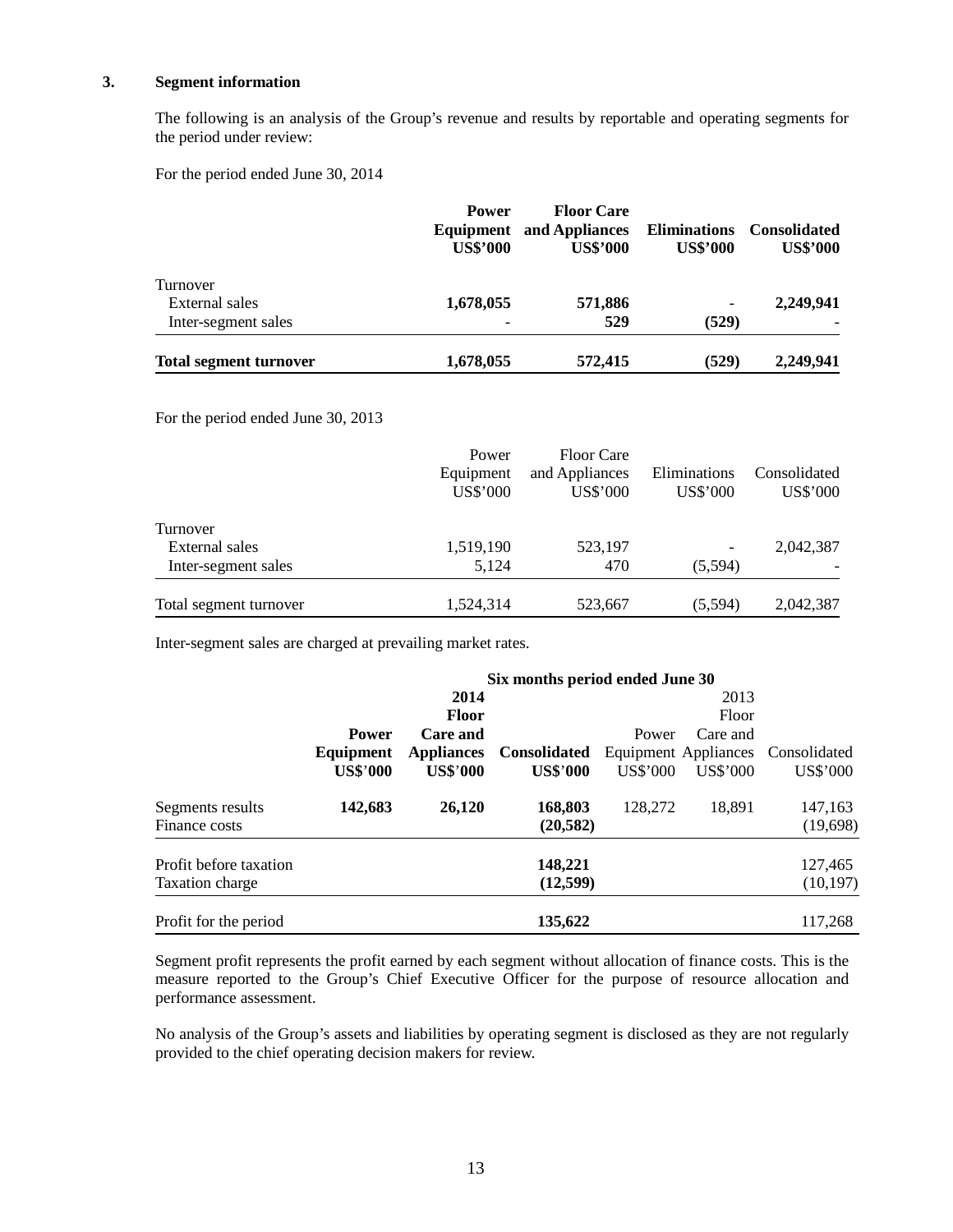## 3. Segment information

The following is an analysis of the Group's revenue and results by reportable and operating segments for the period under review:

For the period ended June 30, 2014

| | Power Equipment US$'000 | Floor Care and Appliances US$'000 | Eliminations US$'000 | Consolidated US$'000 |
|---|---|---|---|---|
| Turnover | | | | |
| External sales | **1,678,055** | **571,886** | - | **2,249,941** |
| Inter-segment sales | - | **529** | **(529)** | - |
| **Total segment turnover** | **1,678,055** | **572,415** | **(529)** | **2,249,941** |

For the period ended June 30, 2013

| | Power Equipment US$'000 | Floor Care and Appliances US$'000 | Eliminations US$'000 | Consolidated US$'000 |
|---|---|---|---|---|
| Turnover | | | | |
| External sales | 1,519,190 | 523,197 | - | 2,042,387 |
| Inter-segment sales | 5,124 | 470 | (5,594) | - |
| Total segment turnover | 1,524,314 | 523,667 | (5,594) | 2,042,387 |

Inter-segment sales are charged at prevailing market rates.

| | Six months period ended June 30 | | | | | |
|---|---|---|---|---|---|---|
| | **2014** | | | 2013 | | |
| | **Power Equipment US$'000** | **Floor Care and Appliances US$'000** | **Consolidated US$'000** | Power Equipment US$'000 | Floor Care and Appliances US$'000 | Consolidated US$'000 |
| Segments results | **142,683** | **26,120** | **168,803** | 128,272 | 18,891 | 147,163 |
| Finance costs | | | **(20,582)** | | | (19,698) |
| Profit before taxation | | | **148,221** | | | 127,465 |
| Taxation charge | | | **(12,599)** | | | (10,197) |
| Profit for the period | | | **135,622** | | | 117,268 |

Segment profit represents the profit earned by each segment without allocation of finance costs. This is the measure reported to the Group's Chief Executive Officer for the purpose of resource allocation and performance assessment.

No analysis of the Group's assets and liabilities by operating segment is disclosed as they are not regularly provided to the chief operating decision makers for review.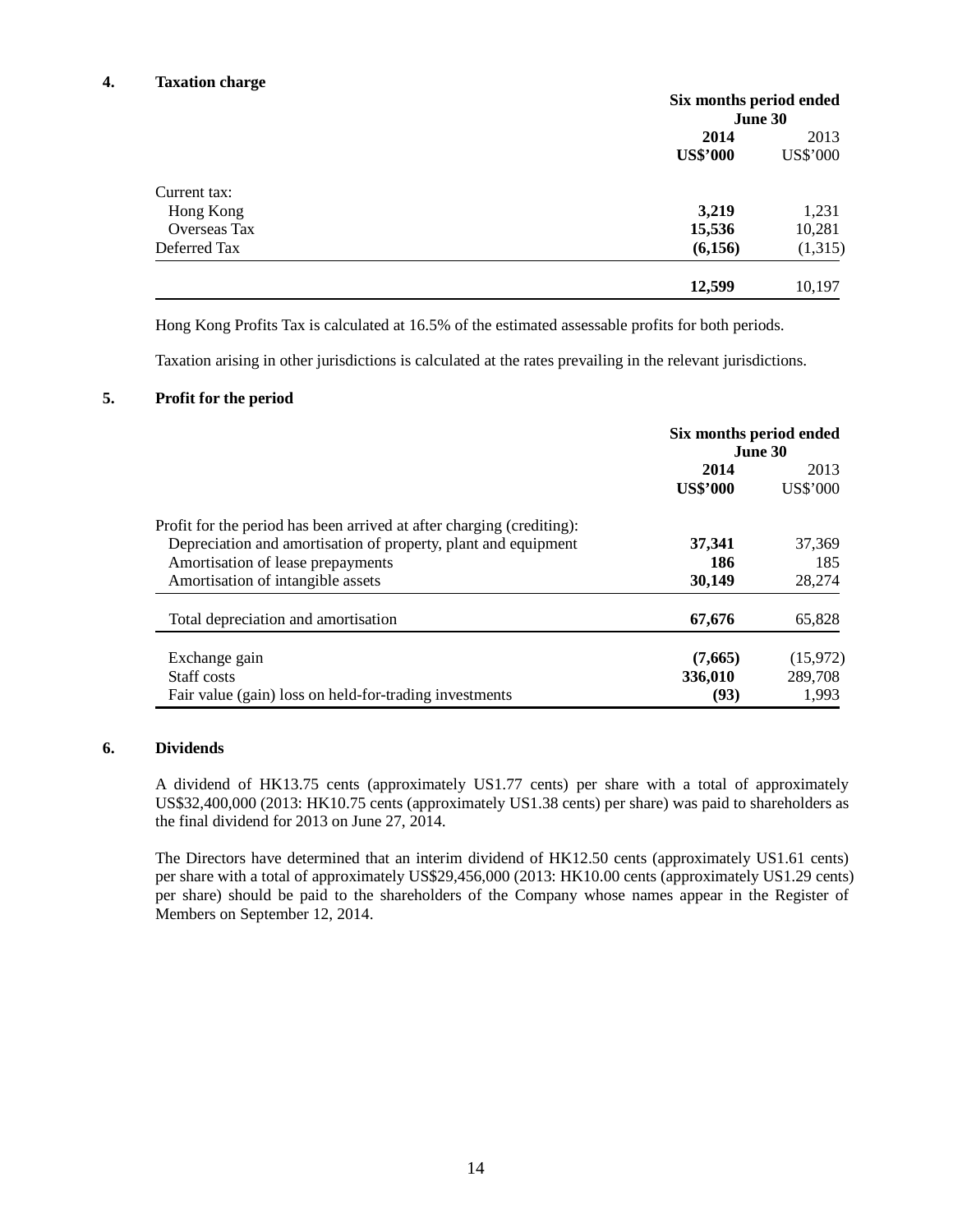## 4. Taxation charge

| | Six months period ended June 30 | |
|---|---|---|
| | **2014** | 2013 |
| | **US$'000** | US$'000 |
| Current tax: | | |
| Hong Kong | **3,219** | 1,231 |
| Overseas Tax | **15,536** | 10,281 |
| Deferred Tax | **(6,156)** | (1,315) |
| | **12,599** | 10,197 |

Hong Kong Profits Tax is calculated at 16.5% of the estimated assessable profits for both periods.

Taxation arising in other jurisdictions is calculated at the rates prevailing in the relevant jurisdictions.

## 5. Profit for the period

| | Six months period ended June 30 | |
|---|---|---|
| | **2014** | 2013 |
| | **US$'000** | US$'000 |
| Profit for the period has been arrived at after charging (crediting): | | |
| Depreciation and amortisation of property, plant and equipment | **37,341** | 37,369 |
| Amortisation of lease prepayments | **186** | 185 |
| Amortisation of intangible assets | **30,149** | 28,274 |
| Total depreciation and amortisation | **67,676** | 65,828 |
| Exchange gain | **(7,665)** | (15,972) |
| Staff costs | **336,010** | 289,708 |
| Fair value (gain) loss on held-for-trading investments | **(93)** | 1,993 |

## 6. Dividends

A dividend of HK13.75 cents (approximately US1.77 cents) per share with a total of approximately US$32,400,000 (2013: HK10.75 cents (approximately US1.38 cents) per share) was paid to shareholders as the final dividend for 2013 on June 27, 2014.

The Directors have determined that an interim dividend of HK12.50 cents (approximately US1.61 cents) per share with a total of approximately US$29,456,000 (2013: HK10.00 cents (approximately US1.29 cents) per share) should be paid to the shareholders of the Company whose names appear in the Register of Members on September 12, 2014.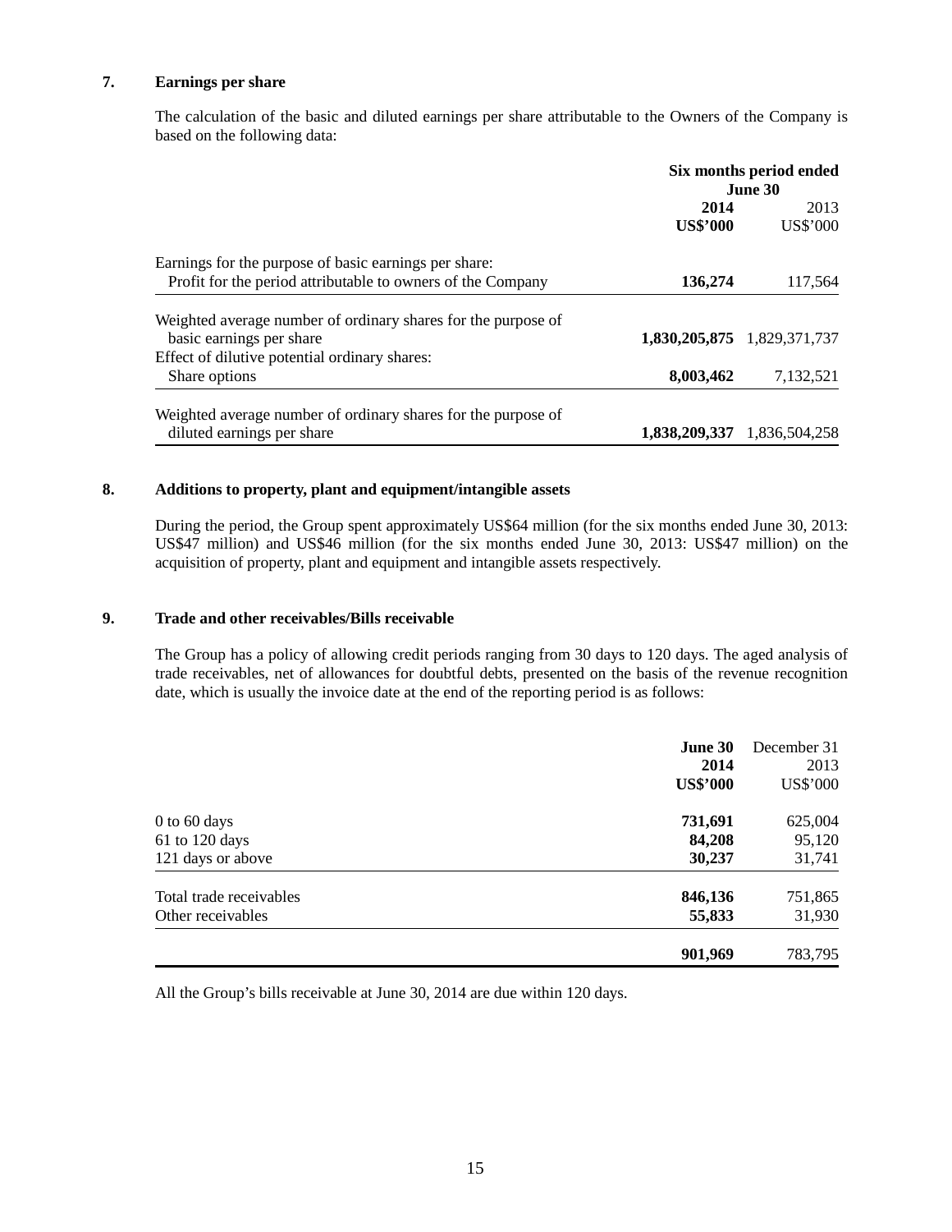## 7. Earnings per share

The calculation of the basic and diluted earnings per share attributable to the Owners of the Company is based on the following data:

| | Six months period ended June 30 | |
|---|---|---|
| | **2014** | 2013 |
| | **US$'000** | US$'000 |
| Earnings for the purpose of basic earnings per share: | | |
| Profit for the period attributable to owners of the Company | **136,274** | 117,564 |
| Weighted average number of ordinary shares for the purpose of basic earnings per share | **1,830,205,875** | 1,829,371,737 |
| Effect of dilutive potential ordinary shares: | | |
| Share options | **8,003,462** | 7,132,521 |
| Weighted average number of ordinary shares for the purpose of diluted earnings per share | **1,838,209,337** | 1,836,504,258 |

## 8. Additions to property, plant and equipment/intangible assets

During the period, the Group spent approximately US$64 million (for the six months ended June 30, 2013: US$47 million) and US$46 million (for the six months ended June 30, 2013: US$47 million) on the acquisition of property, plant and equipment and intangible assets respectively.

## 9. Trade and other receivables/Bills receivable

The Group has a policy of allowing credit periods ranging from 30 days to 120 days. The aged analysis of trade receivables, net of allowances for doubtful debts, presented on the basis of the revenue recognition date, which is usually the invoice date at the end of the reporting period is as follows:

| | **June 30 2014** | December 31 2013 |
|---|---|---|
| | **US$'000** | US$'000 |
| 0 to 60 days | **731,691** | 625,004 |
| 61 to 120 days | **84,208** | 95,120 |
| 121 days or above | **30,237** | 31,741 |
| Total trade receivables | **846,136** | 751,865 |
| Other receivables | **55,833** | 31,930 |
| | **901,969** | 783,795 |

All the Group's bills receivable at June 30, 2014 are due within 120 days.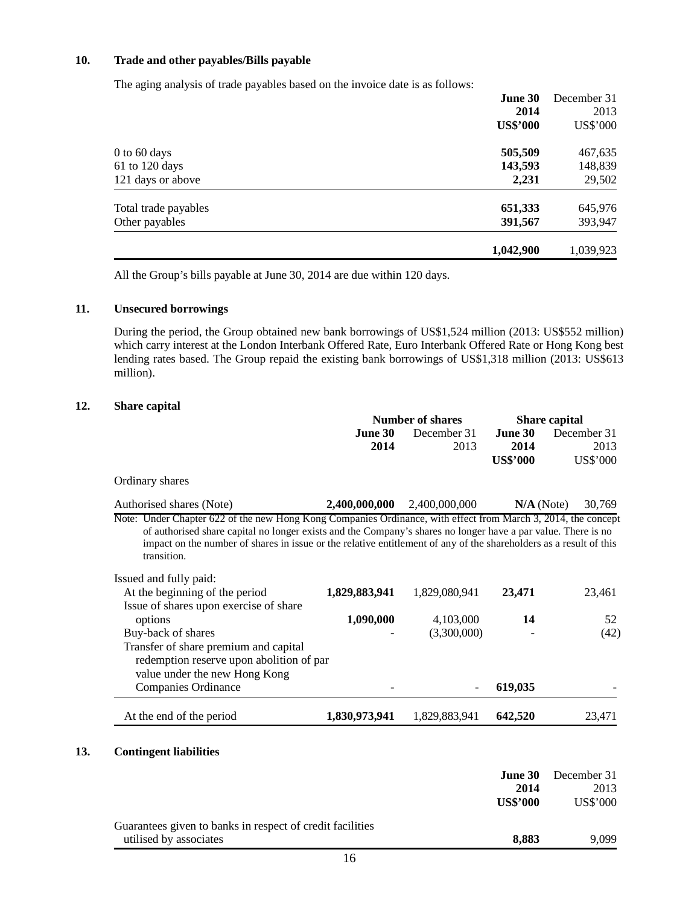## 10. Trade and other payables/Bills payable

The aging analysis of trade payables based on the invoice date is as follows:

| | **June 30 2014 US$'000** | December 31 2013 US$'000 |
|---|---|---|
| 0 to 60 days | **505,509** | 467,635 |
| 61 to 120 days | **143,593** | 148,839 |
| 121 days or above | **2,231** | 29,502 |
| Total trade payables | **651,333** | 645,976 |
| Other payables | **391,567** | 393,947 |
| | **1,042,900** | 1,039,923 |

All the Group's bills payable at June 30, 2014 are due within 120 days.

## 11. Unsecured borrowings

During the period, the Group obtained new bank borrowings of US$1,524 million (2013: US$552 million) which carry interest at the London Interbank Offered Rate, Euro Interbank Offered Rate or Hong Kong best lending rates based. The Group repaid the existing bank borrowings of US$1,318 million (2013: US$613 million).

## 12. Share capital

| | **Number of shares** | | **Share capital** | |
|---|---|---|---|---|
| | **June 30 2014** | December 31 2013 | **June 30 2014 US$'000** | December 31 2013 US$'000 |
| Ordinary shares | | | | |
| Authorised shares (Note) | **2,400,000,000** | 2,400,000,000 | **N/A** (Note) | 30,769 |

Note: Under Chapter 622 of the new Hong Kong Companies Ordinance, with effect from March 3, 2014, the concept of authorised share capital no longer exists and the Company's shares no longer have a par value. There is no impact on the number of shares in issue or the relative entitlement of any of the shareholders as a result of this transition.

| | **June 30 2014** | December 31 2013 | **June 30 2014 US$'000** | December 31 2013 US$'000 |
|---|---|---|---|---|
| Issued and fully paid: | | | | |
| At the beginning of the period | **1,829,883,941** | 1,829,080,941 | **23,471** | 23,461 |
| Issue of shares upon exercise of share options | **1,090,000** | 4,103,000 | **14** | 52 |
| Buy-back of shares | - | (3,300,000) | - | (42) |
| Transfer of share premium and capital redemption reserve upon abolition of par value under the new Hong Kong Companies Ordinance | - | - | **619,035** | - |
| At the end of the period | **1,830,973,941** | 1,829,883,941 | **642,520** | 23,471 |

## 13. Contingent liabilities

| | **June 30 2014 US$'000** | December 31 2013 US$'000 |
|---|---|---|
| Guarantees given to banks in respect of credit facilities utilised by associates | **8,883** | 9,099 |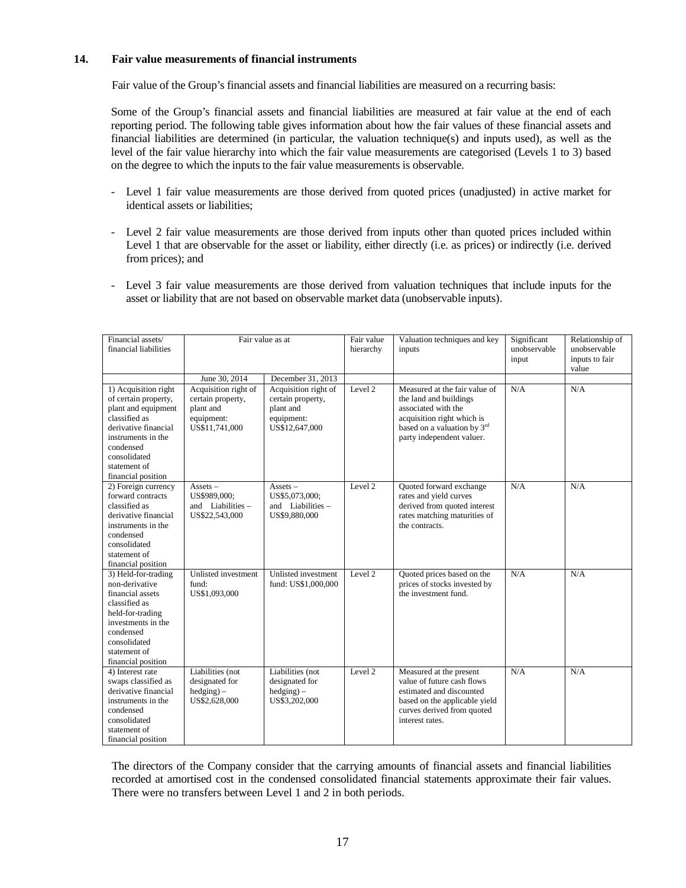## 14. Fair value measurements of financial instruments

Fair value of the Group's financial assets and financial liabilities are measured on a recurring basis:

Some of the Group's financial assets and financial liabilities are measured at fair value at the end of each reporting period. The following table gives information about how the fair values of these financial assets and financial liabilities are determined (in particular, the valuation technique(s) and inputs used), as well as the level of the fair value hierarchy into which the fair value measurements are categorised (Levels 1 to 3) based on the degree to which the inputs to the fair value measurements is observable.

- Level 1 fair value measurements are those derived from quoted prices (unadjusted) in active market for identical assets or liabilities;
- Level 2 fair value measurements are those derived from inputs other than quoted prices included within Level 1 that are observable for the asset or liability, either directly (i.e. as prices) or indirectly (i.e. derived from prices); and
- Level 3 fair value measurements are those derived from valuation techniques that include inputs for the asset or liability that are not based on observable market data (unobservable inputs).

| Financial assets/ financial liabilities | Fair value as at | | Fair value hierarchy | Valuation techniques and key inputs | Significant unobservable input | Relationship of unobservable inputs to fair value |
|---|---|---|---|---|---|---|
| | June 30, 2014 | December 31, 2013 | | | | |
| 1) Acquisition right of certain property, plant and equipment classified as derivative financial instruments in the condensed consolidated statement of financial position | Acquisition right of certain property, plant and equipment: US$11,741,000 | Acquisition right of certain property, plant and equipment: US$12,647,000 | Level 2 | Measured at the fair value of the land and buildings associated with the acquisition right which is based on a valuation by 3rd party independent valuer. | N/A | N/A |
| 2) Foreign currency forward contracts classified as derivative financial instruments in the condensed consolidated statement of financial position | Assets – US$989,000; and Liabilities – US$22,543,000 | Assets – US$5,073,000; and Liabilities – US$9,880,000 | Level 2 | Quoted forward exchange rates and yield curves derived from quoted interest rates matching maturities of the contracts. | N/A | N/A |
| 3) Held-for-trading non-derivative financial assets classified as held-for-trading investments in the condensed consolidated statement of financial position | Unlisted investment fund: US$1,093,000 | Unlisted investment fund: US$1,000,000 | Level 2 | Quoted prices based on the prices of stocks invested by the investment fund. | N/A | N/A |
| 4) Interest rate swaps classified as derivative financial instruments in the condensed consolidated statement of financial position | Liabilities (not designated for hedging) – US$2,628,000 | Liabilities (not designated for hedging) – US$3,202,000 | Level 2 | Measured at the present value of future cash flows estimated and discounted based on the applicable yield curves derived from quoted interest rates. | N/A | N/A |

The directors of the Company consider that the carrying amounts of financial assets and financial liabilities recorded at amortised cost in the condensed consolidated financial statements approximate their fair values. There were no transfers between Level 1 and 2 in both periods.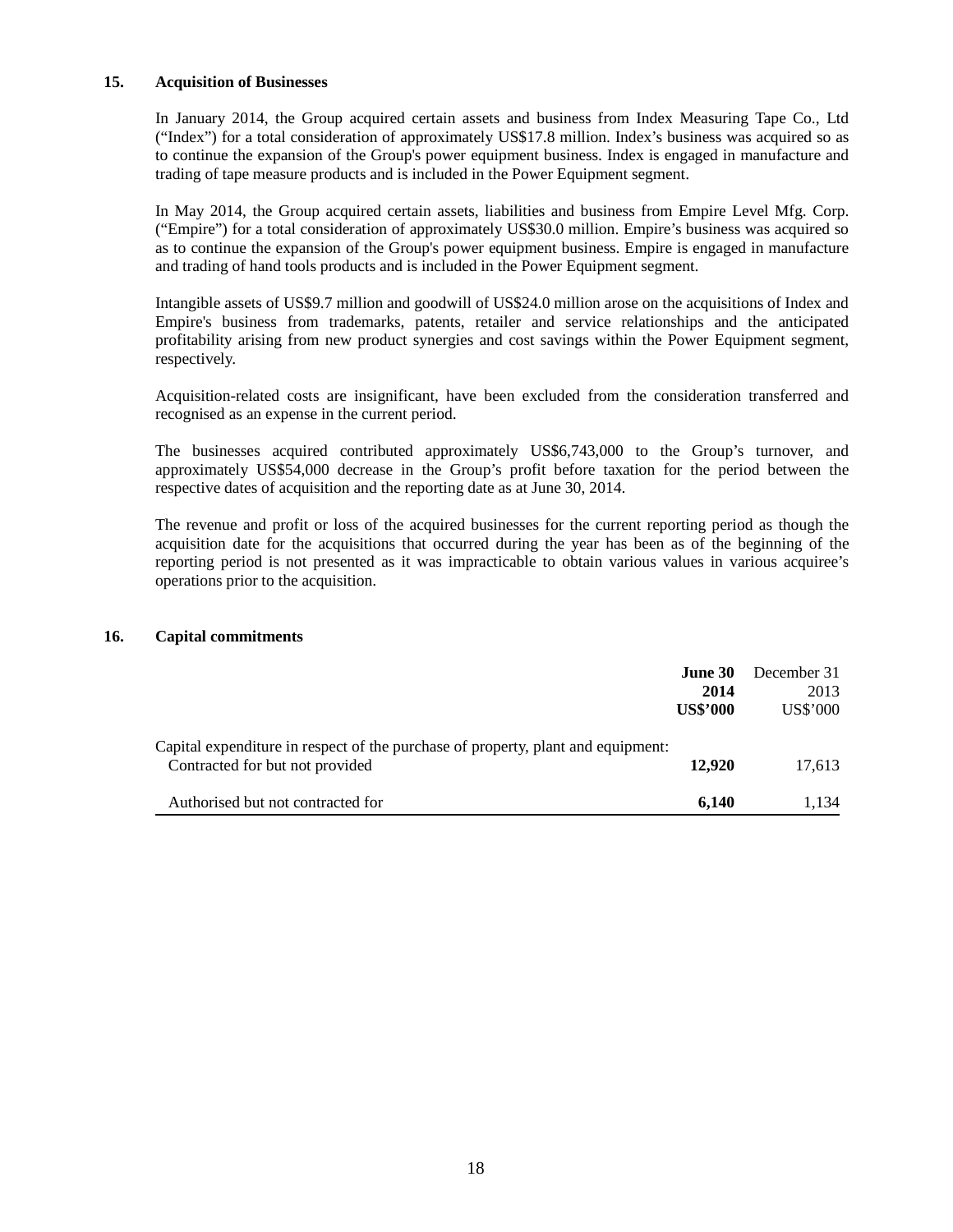## 15. Acquisition of Businesses

In January 2014, the Group acquired certain assets and business from Index Measuring Tape Co., Ltd ("Index") for a total consideration of approximately US$17.8 million. Index's business was acquired so as to continue the expansion of the Group's power equipment business. Index is engaged in manufacture and trading of tape measure products and is included in the Power Equipment segment.

In May 2014, the Group acquired certain assets, liabilities and business from Empire Level Mfg. Corp. ("Empire") for a total consideration of approximately US$30.0 million. Empire's business was acquired so as to continue the expansion of the Group's power equipment business. Empire is engaged in manufacture and trading of hand tools products and is included in the Power Equipment segment.

Intangible assets of US$9.7 million and goodwill of US$24.0 million arose on the acquisitions of Index and Empire's business from trademarks, patents, retailer and service relationships and the anticipated profitability arising from new product synergies and cost savings within the Power Equipment segment, respectively.

Acquisition-related costs are insignificant, have been excluded from the consideration transferred and recognised as an expense in the current period.

The businesses acquired contributed approximately US$6,743,000 to the Group's turnover, and approximately US$54,000 decrease in the Group's profit before taxation for the period between the respective dates of acquisition and the reporting date as at June 30, 2014.

The revenue and profit or loss of the acquired businesses for the current reporting period as though the acquisition date for the acquisitions that occurred during the year has been as of the beginning of the reporting period is not presented as it was impracticable to obtain various values in various acquiree's operations prior to the acquisition.

## 16. Capital commitments

| | **June 30 2014 US$'000** | December 31 2013 US$'000 |
|---|---|---|
| Capital expenditure in respect of the purchase of property, plant and equipment: | | |
| Contracted for but not provided | **12,920** | 17,613 |
| Authorised but not contracted for | **6,140** | 1,134 |